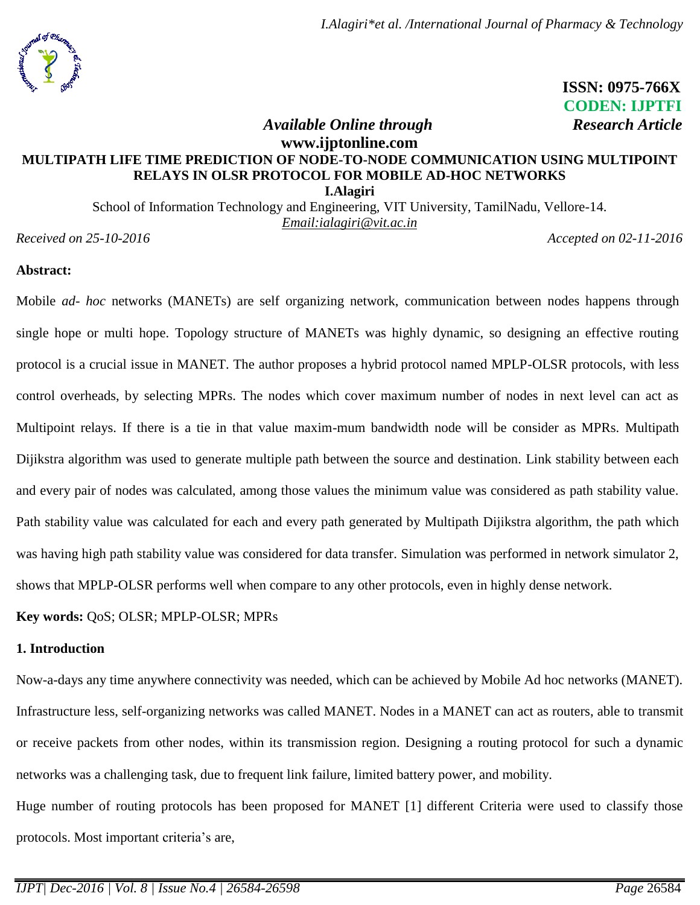ISSN: 0975-766X
CODEN: IJPTFI

*Available Online through* — *Research Article*

**www.ijptonline.com**

# MULTIPATH LIFE TIME PREDICTION OF NODE-TO-NODE COMMUNICATION USING MULTIPOINT RELAYS IN OLSR PROTOCOL FOR MOBILE AD-HOC NETWORKS

**I.Alagiri**

School of Information Technology and Engineering, VIT University, TamilNadu, Vellore-14.

Email:ialagiri@vit.ac.in

*Received on 25-10-2016* *Accepted on 02-11-2016*

**Abstract:**

Mobile *ad- hoc* networks (MANETs) are self organizing network, communication between nodes happens through single hope or multi hope. Topology structure of MANETs was highly dynamic, so designing an effective routing protocol is a crucial issue in MANET. The author proposes a hybrid protocol named MPLP-OLSR protocols, with less control overheads, by selecting MPRs. The nodes which cover maximum number of nodes in next level can act as Multipoint relays. If there is a tie in that value maxim-mum bandwidth node will be consider as MPRs. Multipath Dijikstra algorithm was used to generate multiple path between the source and destination. Link stability between each and every pair of nodes was calculated, among those values the minimum value was considered as path stability value. Path stability value was calculated for each and every path generated by Multipath Dijikstra algorithm, the path which was having high path stability value was considered for data transfer. Simulation was performed in network simulator 2, shows that MPLP-OLSR performs well when compare to any other protocols, even in highly dense network.

**Key words:** QoS; OLSR; MPLP-OLSR; MPRs

## 1. Introduction

Now-a-days any time anywhere connectivity was needed, which can be achieved by Mobile Ad hoc networks (MANET). Infrastructure less, self-organizing networks was called MANET. Nodes in a MANET can act as routers, able to transmit or receive packets from other nodes, within its transmission region. Designing a routing protocol for such a dynamic networks was a challenging task, due to frequent link failure, limited battery power, and mobility.

Huge number of routing protocols has been proposed for MANET [1] different Criteria were used to classify those protocols. Most important criteria's are,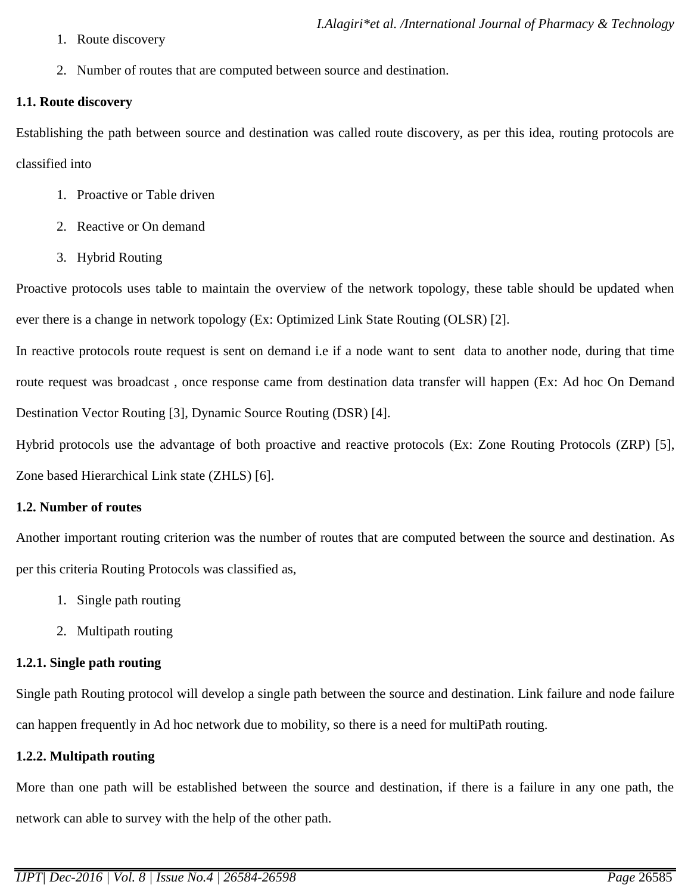1. Route discovery
2. Number of routes that are computed between source and destination.

### 1.1. Route discovery

Establishing the path between source and destination was called route discovery, as per this idea, routing protocols are classified into

1. Proactive or Table driven
2. Reactive or On demand
3. Hybrid Routing

Proactive protocols uses table to maintain the overview of the network topology, these table should be updated when ever there is a change in network topology (Ex: Optimized Link State Routing (OLSR) [2].

In reactive protocols route request is sent on demand i.e if a node want to sent data to another node, during that time route request was broadcast , once response came from destination data transfer will happen (Ex: Ad hoc On Demand Destination Vector Routing [3], Dynamic Source Routing (DSR) [4].

Hybrid protocols use the advantage of both proactive and reactive protocols (Ex: Zone Routing Protocols (ZRP) [5], Zone based Hierarchical Link state (ZHLS) [6].

### 1.2. Number of routes

Another important routing criterion was the number of routes that are computed between the source and destination. As per this criteria Routing Protocols was classified as,

1. Single path routing
2. Multipath routing

#### 1.2.1. Single path routing

Single path Routing protocol will develop a single path between the source and destination. Link failure and node failure can happen frequently in Ad hoc network due to mobility, so there is a need for multiPath routing.

#### 1.2.2. Multipath routing

More than one path will be established between the source and destination, if there is a failure in any one path, the network can able to survey with the help of the other path.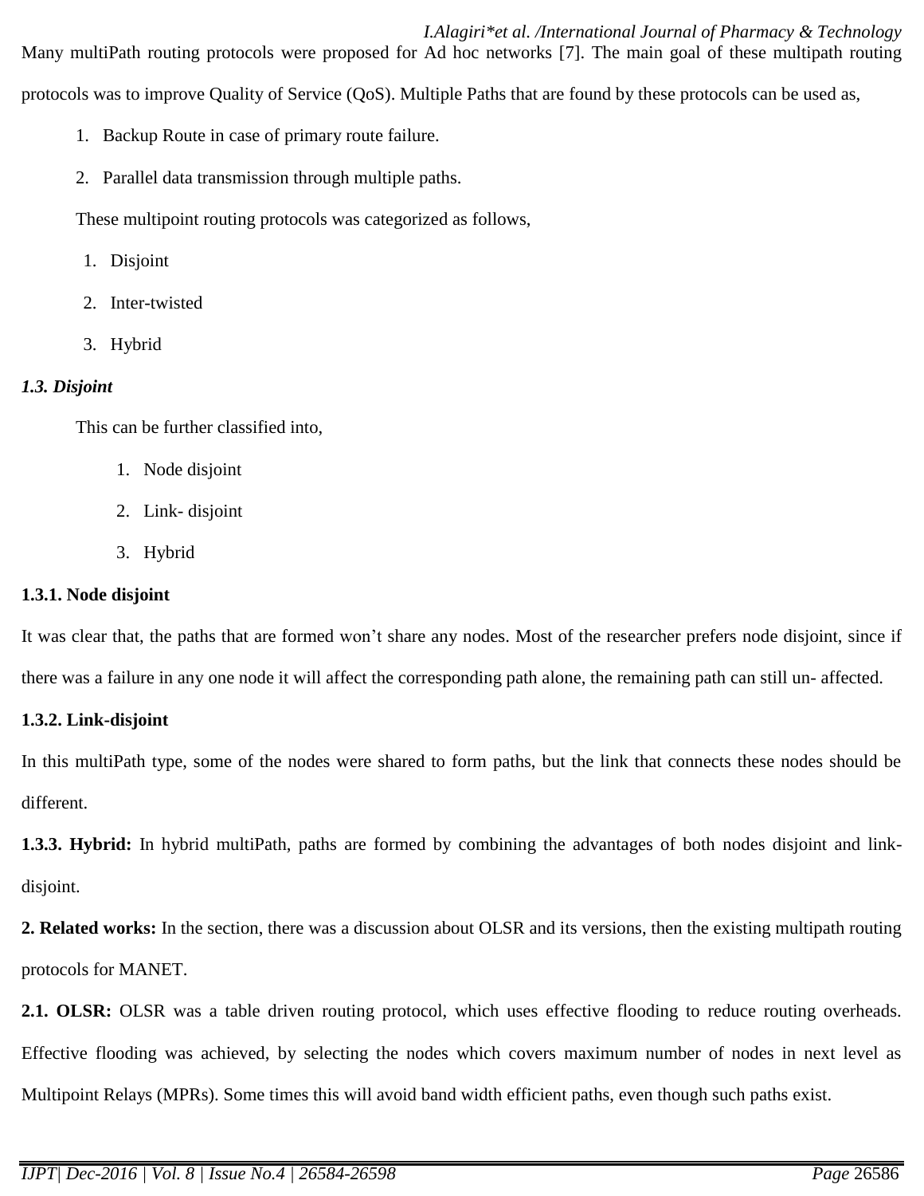Many multiPath routing protocols were proposed for Ad hoc networks [7]. The main goal of these multipath routing protocols was to improve Quality of Service (QoS). Multiple Paths that are found by these protocols can be used as,

1. Backup Route in case of primary route failure.
2. Parallel data transmission through multiple paths.

These multipoint routing protocols was categorized as follows,

1. Disjoint
2. Inter-twisted
3. Hybrid

### *1.3. Disjoint*

This can be further classified into,

1. Node disjoint
2. Link- disjoint
3. Hybrid

#### 1.3.1. Node disjoint

It was clear that, the paths that are formed won't share any nodes. Most of the researcher prefers node disjoint, since if there was a failure in any one node it will affect the corresponding path alone, the remaining path can still un- affected.

#### 1.3.2. Link-disjoint

In this multiPath type, some of the nodes were shared to form paths, but the link that connects these nodes should be different.

**1.3.3. Hybrid:** In hybrid multiPath, paths are formed by combining the advantages of both nodes disjoint and link-disjoint.

**2. Related works:** In the section, there was a discussion about OLSR and its versions, then the existing multipath routing protocols for MANET.

**2.1. OLSR:** OLSR was a table driven routing protocol, which uses effective flooding to reduce routing overheads. Effective flooding was achieved, by selecting the nodes which covers maximum number of nodes in next level as Multipoint Relays (MPRs). Some times this will avoid band width efficient paths, even though such paths exist.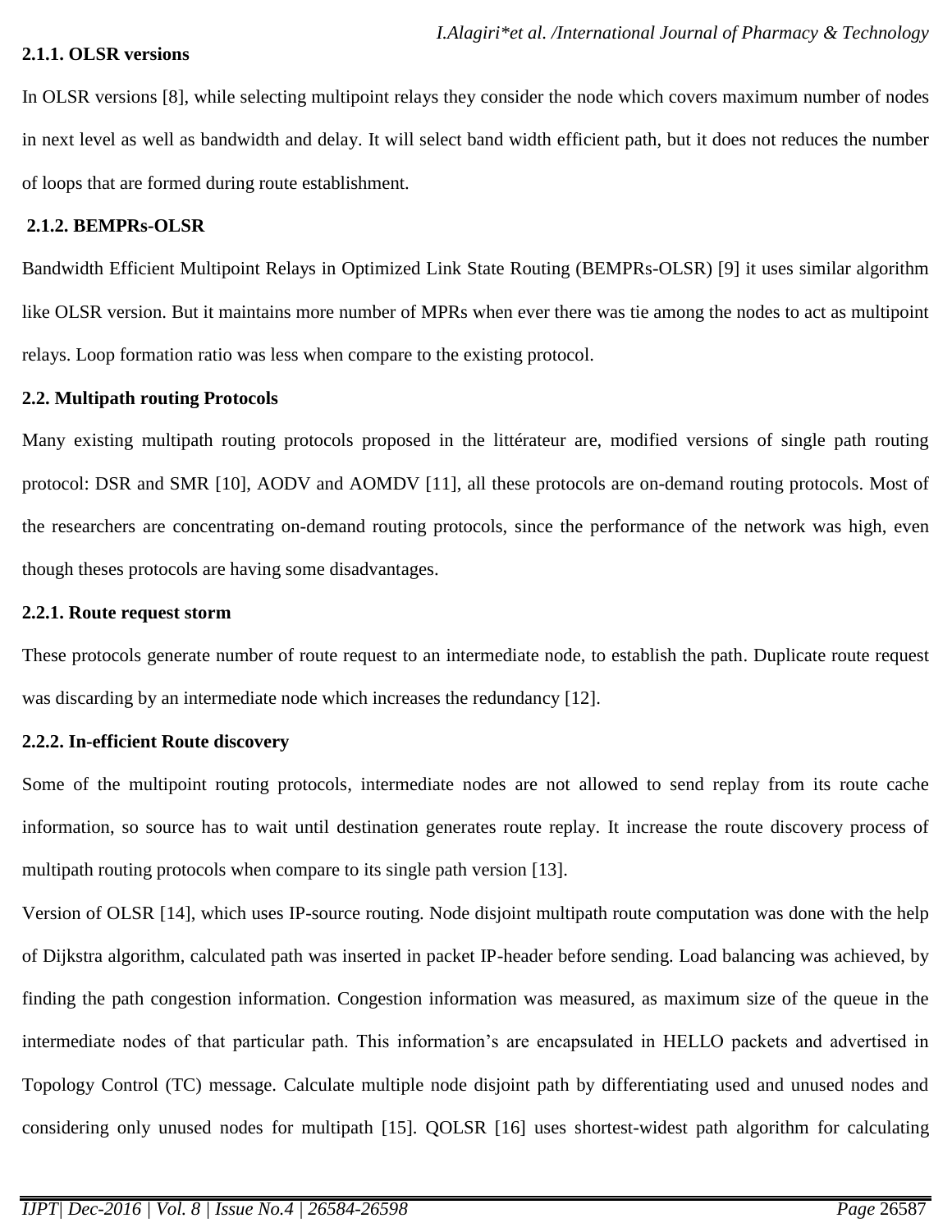#### 2.1.1. OLSR versions

In OLSR versions [8], while selecting multipoint relays they consider the node which covers maximum number of nodes in next level as well as bandwidth and delay. It will select band width efficient path, but it does not reduces the number of loops that are formed during route establishment.

#### 2.1.2. BEMPRs-OLSR

Bandwidth Efficient Multipoint Relays in Optimized Link State Routing (BEMPRs-OLSR) [9] it uses similar algorithm like OLSR version. But it maintains more number of MPRs when ever there was tie among the nodes to act as multipoint relays. Loop formation ratio was less when compare to the existing protocol.

### 2.2. Multipath routing Protocols

Many existing multipath routing protocols proposed in the littérateur are, modified versions of single path routing protocol: DSR and SMR [10], AODV and AOMDV [11], all these protocols are on-demand routing protocols. Most of the researchers are concentrating on-demand routing protocols, since the performance of the network was high, even though theses protocols are having some disadvantages.

#### 2.2.1. Route request storm

These protocols generate number of route request to an intermediate node, to establish the path. Duplicate route request was discarding by an intermediate node which increases the redundancy [12].

#### 2.2.2. In-efficient Route discovery

Some of the multipoint routing protocols, intermediate nodes are not allowed to send replay from its route cache information, so source has to wait until destination generates route replay. It increase the route discovery process of multipath routing protocols when compare to its single path version [13].

Version of OLSR [14], which uses IP-source routing. Node disjoint multipath route computation was done with the help of Dijkstra algorithm, calculated path was inserted in packet IP-header before sending. Load balancing was achieved, by finding the path congestion information. Congestion information was measured, as maximum size of the queue in the intermediate nodes of that particular path. This information’s are encapsulated in HELLO packets and advertised in Topology Control (TC) message. Calculate multiple node disjoint path by differentiating used and unused nodes and considering only unused nodes for multipath [15]. QOLSR [16] uses shortest-widest path algorithm for calculating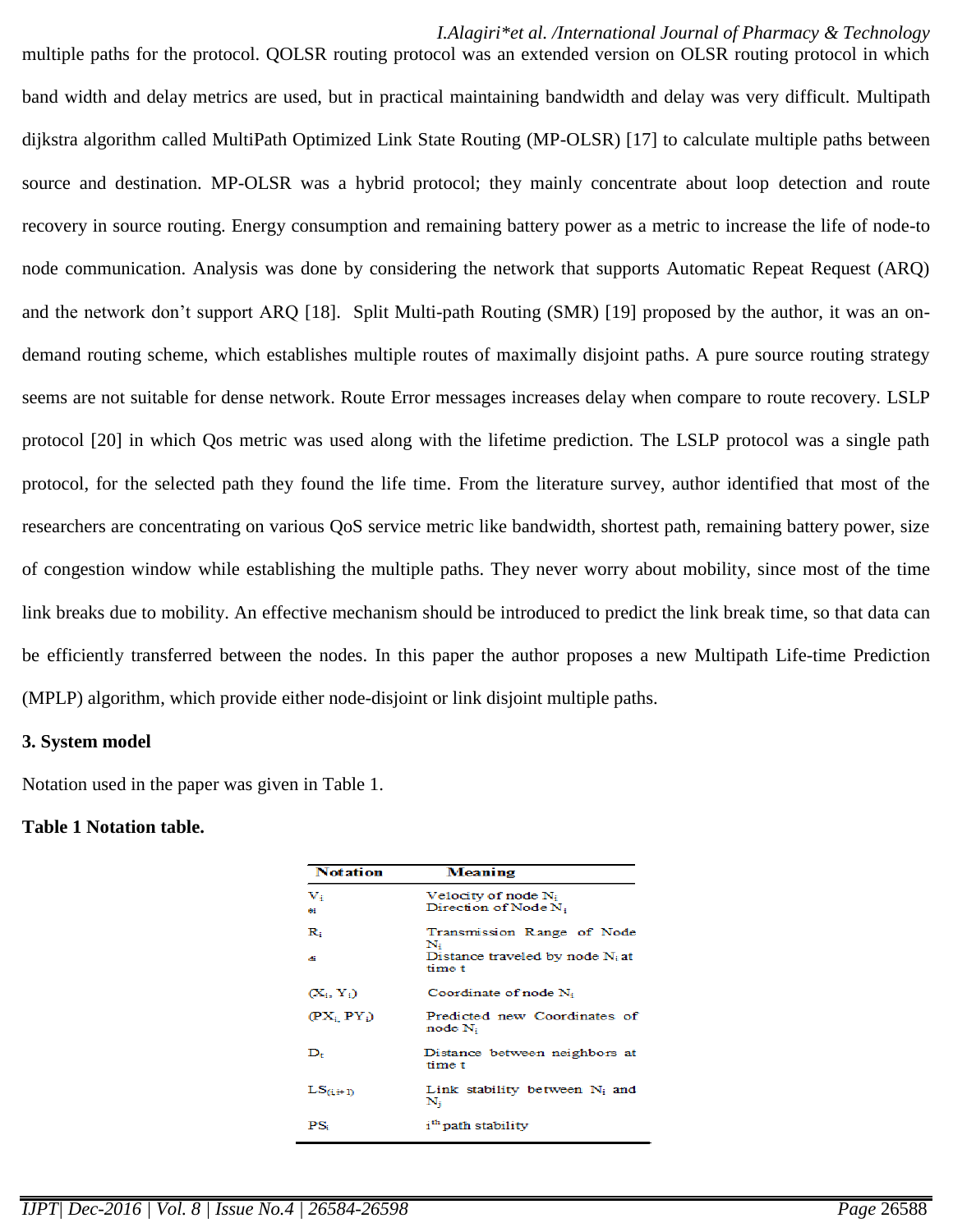multiple paths for the protocol. QOLSR routing protocol was an extended version on OLSR routing protocol in which band width and delay metrics are used, but in practical maintaining bandwidth and delay was very difficult. Multipath dijkstra algorithm called MultiPath Optimized Link State Routing (MP-OLSR) [17] to calculate multiple paths between source and destination. MP-OLSR was a hybrid protocol; they mainly concentrate about loop detection and route recovery in source routing. Energy consumption and remaining battery power as a metric to increase the life of node-to node communication. Analysis was done by considering the network that supports Automatic Repeat Request (ARQ) and the network don't support ARQ [18]. Split Multi-path Routing (SMR) [19] proposed by the author, it was an on-demand routing scheme, which establishes multiple routes of maximally disjoint paths. A pure source routing strategy seems are not suitable for dense network. Route Error messages increases delay when compare to route recovery. LSLP protocol [20] in which Qos metric was used along with the lifetime prediction. The LSLP protocol was a single path protocol, for the selected path they found the life time. From the literature survey, author identified that most of the researchers are concentrating on various QoS service metric like bandwidth, shortest path, remaining battery power, size of congestion window while establishing the multiple paths. They never worry about mobility, since most of the time link breaks due to mobility. An effective mechanism should be introduced to predict the link break time, so that data can be efficiently transferred between the nodes. In this paper the author proposes a new Multipath Life-time Prediction (MPLP) algorithm, which provide either node-disjoint or link disjoint multiple paths.

## 3. System model

Notation used in the paper was given in Table 1.

**Table 1 Notation table.**

| Notation | Meaning |
|---|---|
| $V_i$ | Velocity of node $N_i$ |
| $\theta_i$ | Direction of Node $N_i$ |
| $R_i$ | Transmission Range of Node $N_i$ |
| $d_i$ | Distance traveled by node $N_i$ at time t |
| $(X_i, Y_i)$ | Coordinate of node $N_i$ |
| $(PX_i, PY_i)$ | Predicted new Coordinates of node $N_i$ |
| $D_t$ | Distance between neighbors at time t |
| $LS_{(i,i+1)}$ | Link stability between $N_i$ and $N_j$ |
| $PS_i$ | $i^{th}$ path stability |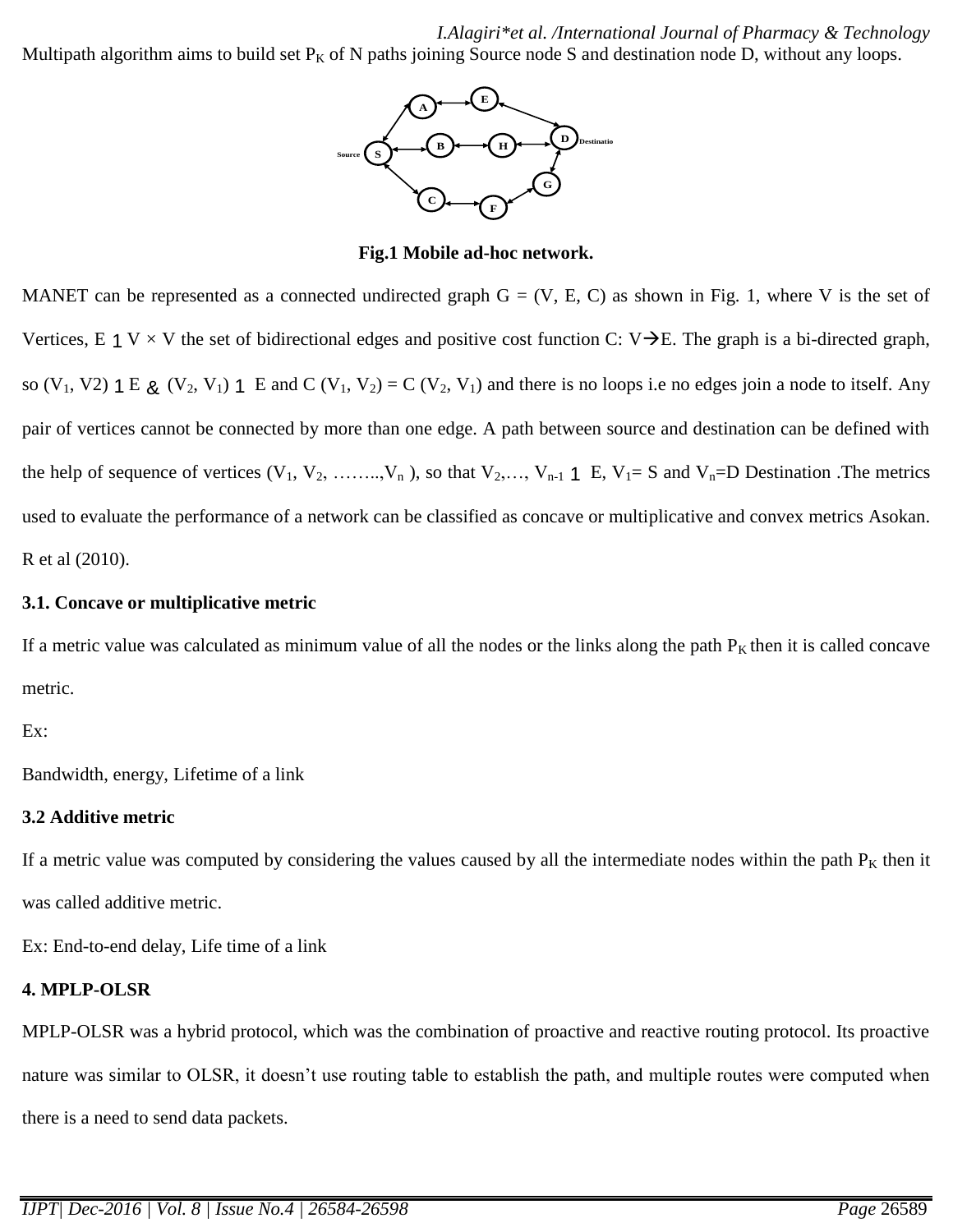Multipath algorithm aims to build set $P_K$ of N paths joining Source node S and destination node D, without any loops.

**Fig.1 Mobile ad-hoc network.**

MANET can be represented as a connected undirected graph G = (V, E, C) as shown in Fig. 1, where V is the set of Vertices, E ⊆ V × V the set of bidirectional edges and positive cost function C: V→E. The graph is a bi-directed graph, so $(V_1, V2)$ ⊆ E & $(V_2, V_1)$ ⊆ E and $C(V_1, V_2) = C(V_2, V_1)$ and there is no loops i.e no edges join a node to itself. Any pair of vertices cannot be connected by more than one edge. A path between source and destination can be defined with the help of sequence of vertices $(V_1, V_2, \ldots, V_n)$, so that $V_2, \ldots, V_{n-1}$ ⊆ E, $V_1$= S and $V_n$=D Destination .The metrics used to evaluate the performance of a network can be classified as concave or multiplicative and convex metrics Asokan. R et al (2010).

### 3.1. Concave or multiplicative metric

If a metric value was calculated as minimum value of all the nodes or the links along the path $P_K$ then it is called concave metric.

Ex:

Bandwidth, energy, Lifetime of a link

### 3.2 Additive metric

If a metric value was computed by considering the values caused by all the intermediate nodes within the path $P_K$ then it was called additive metric.

Ex: End-to-end delay, Life time of a link

## 4. MPLP-OLSR

MPLP-OLSR was a hybrid protocol, which was the combination of proactive and reactive routing protocol. Its proactive nature was similar to OLSR, it doesn't use routing table to establish the path, and multiple routes were computed when there is a need to send data packets.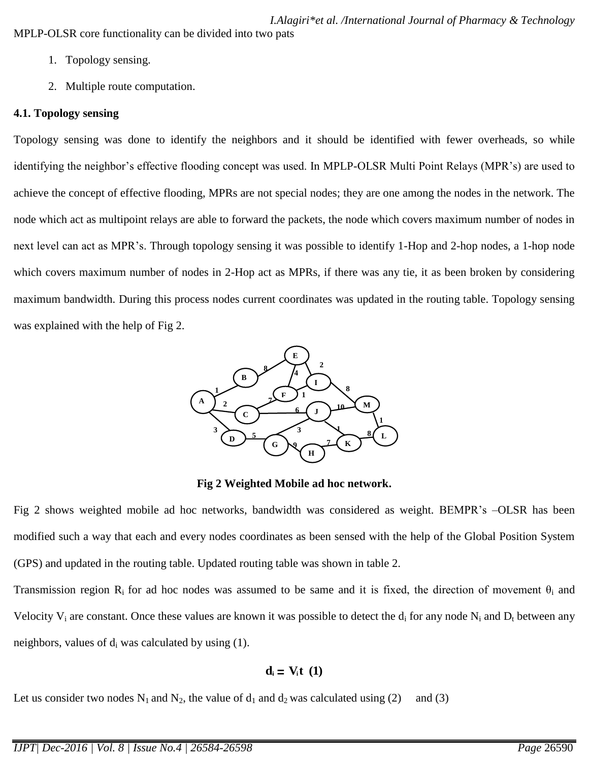MPLP-OLSR core functionality can be divided into two pats

1. Topology sensing.
2. Multiple route computation.

### 4.1. Topology sensing

Topology sensing was done to identify the neighbors and it should be identified with fewer overheads, so while identifying the neighbor's effective flooding concept was used. In MPLP-OLSR Multi Point Relays (MPR's) are used to achieve the concept of effective flooding, MPRs are not special nodes; they are one among the nodes in the network. The node which act as multipoint relays are able to forward the packets, the node which covers maximum number of nodes in next level can act as MPR's. Through topology sensing it was possible to identify 1-Hop and 2-hop nodes, a 1-hop node which covers maximum number of nodes in 2-Hop act as MPRs, if there was any tie, it as been broken by considering maximum bandwidth. During this process nodes current coordinates was updated in the routing table. Topology sensing was explained with the help of Fig 2.

**Fig 2 Weighted Mobile ad hoc network.**

Fig 2 shows weighted mobile ad hoc networks, bandwidth was considered as weight. BEMPR's –OLSR has been modified such a way that each and every nodes coordinates as been sensed with the help of the Global Position System (GPS) and updated in the routing table. Updated routing table was shown in table 2.

Transmission region $R_i$ for ad hoc nodes was assumed to be same and it is fixed, the direction of movement $\theta_i$ and Velocity $V_i$ are constant. Once these values are known it was possible to detect the $d_i$ for any node $N_i$ and $D_t$ between any neighbors, values of $d_i$ was calculated by using (1).

$$d_i = V_i t \quad (1)$$

Let us consider two nodes $N_1$ and $N_2$, the value of $d_1$ and $d_2$ was calculated using (2) and (3)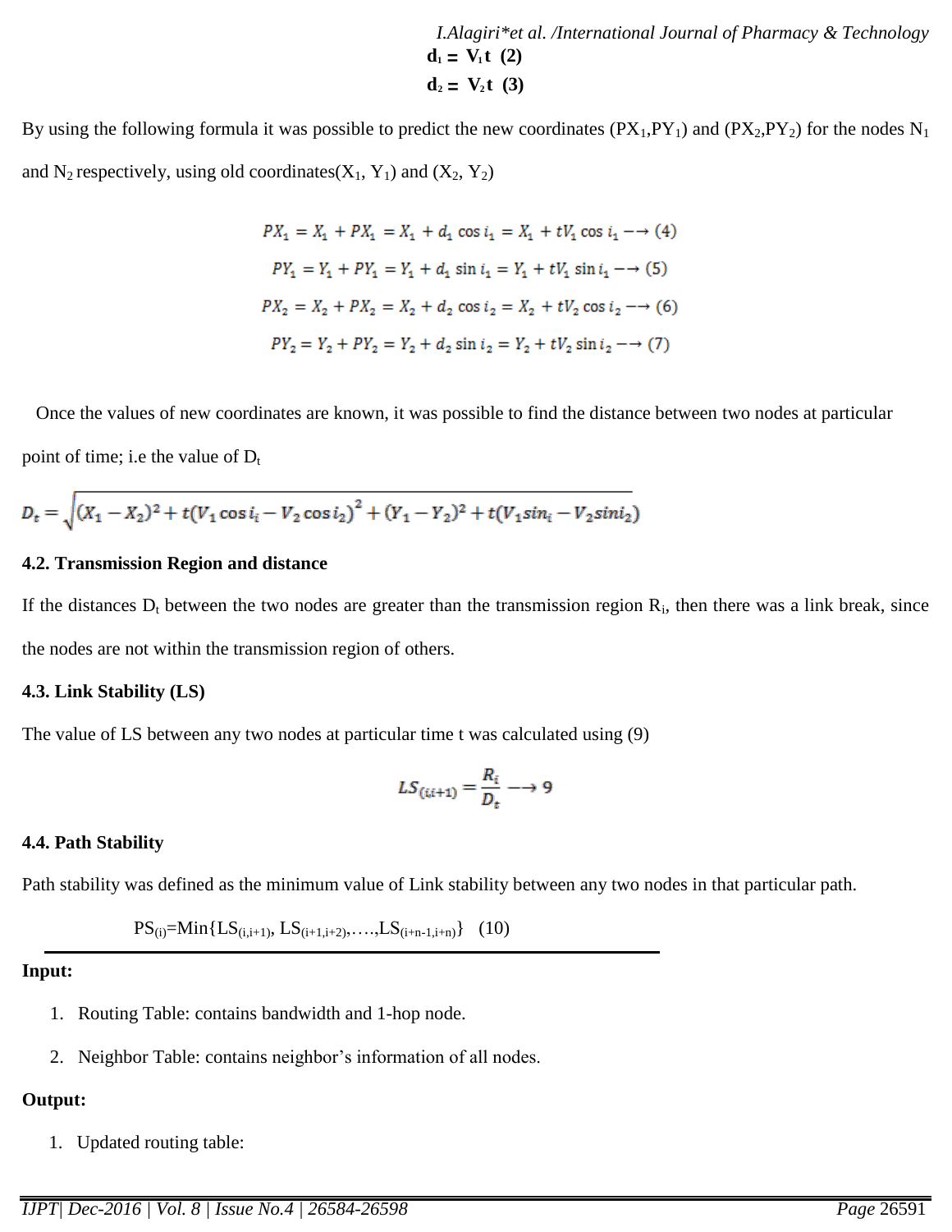$$\mathbf{d_1 = V_1 t} \quad (2)$$

$$\mathbf{d_2 = V_2 t} \quad (3)$$

By using the following formula it was possible to predict the new coordinates ($PX_1$,$PY_1$) and ($PX_2$,$PY_2$) for the nodes $N_1$ and $N_2$ respectively, using old coordinates($X_1$, $Y_1$) and ($X_2$, $Y_2$)

$$PX_1 = X_1 + PX_1 = X_1 + d_1 \cos i_1 = X_1 + tV_1 \cos i_1 \longrightarrow (4)$$

$$PY_1 = Y_1 + PY_1 = Y_1 + d_1 \sin i_1 = Y_1 + tV_1 \sin i_1 \longrightarrow (5)$$

$$PX_2 = X_2 + PX_2 = X_2 + d_2 \cos i_2 = X_2 + tV_2 \cos i_2 \longrightarrow (6)$$

$$PY_2 = Y_2 + PY_2 = Y_2 + d_2 \sin i_2 = Y_2 + tV_2 \sin i_2 \longrightarrow (7)$$

Once the values of new coordinates are known, it was possible to find the distance between two nodes at particular point of time; i.e the value of $D_t$

$$D_t = \sqrt{(X_1 - X_2)^2 + t(V_1 \cos i_i - V_2 \cos i_2)^2 + (Y_1 - Y_2)^2 + t(V_1 sin_i - V_2 sini_2)}$$

**4.2. Transmission Region and distance**

If the distances $D_t$ between the two nodes are greater than the transmission region $R_i$, then there was a link break, since the nodes are not within the transmission region of others.

**4.3. Link Stability (LS)**

The value of LS between any two nodes at particular time t was calculated using (9)

$$LS_{(i,i+1)} = \frac{R_i}{D_t} \longrightarrow 9$$

**4.4. Path Stability**

Path stability was defined as the minimum value of Link stability between any two nodes in that particular path.

$$PS_{(i)} = \text{Min}\{LS_{(i,i+1)}, LS_{(i+1,i+2)}, \ldots, LS_{(i+n-1,i+n)}\} \quad (10)$$

**Input:**

1. Routing Table: contains bandwidth and 1-hop node.
2. Neighbor Table: contains neighbor's information of all nodes.

**Output:**

1. Updated routing table: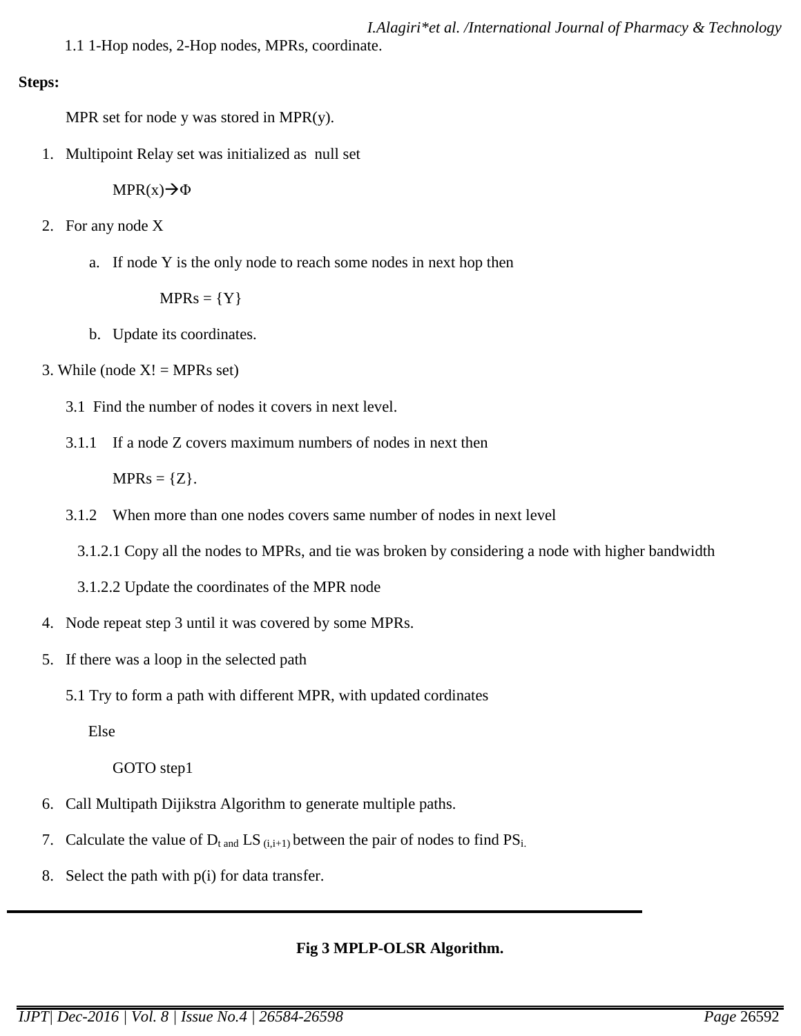1.1 1-Hop nodes, 2-Hop nodes, MPRs, coordinate.

**Steps:**

MPR set for node y was stored in MPR(y).

1. Multipoint Relay set was initialized as null set

   MPR(x)$\rightarrow\Phi$

2. For any node X

   a. If node Y is the only node to reach some nodes in next hop then

      MPRs = {Y}

   b. Update its coordinates.

3. While (node X! = MPRs set)

   3.1 Find the number of nodes it covers in next level.

   3.1.1 If a node Z covers maximum numbers of nodes in next then

   MPRs = {Z}.

   3.1.2 When more than one nodes covers same number of nodes in next level

   3.1.2.1 Copy all the nodes to MPRs, and tie was broken by considering a node with higher bandwidth

   3.1.2.2 Update the coordinates of the MPR node

4. Node repeat step 3 until it was covered by some MPRs.

5. If there was a loop in the selected path

   5.1 Try to form a path with different MPR, with updated cordinates

   Else

   GOTO step1

6. Call Multipath Dijikstra Algorithm to generate multiple paths.

7. Calculate the value of $D_{t}$ and $LS_{(i,i+1)}$ between the pair of nodes to find $PS_{i.}$

8. Select the path with p(i) for data transfer.

---

**Fig 3 MPLP-OLSR Algorithm.**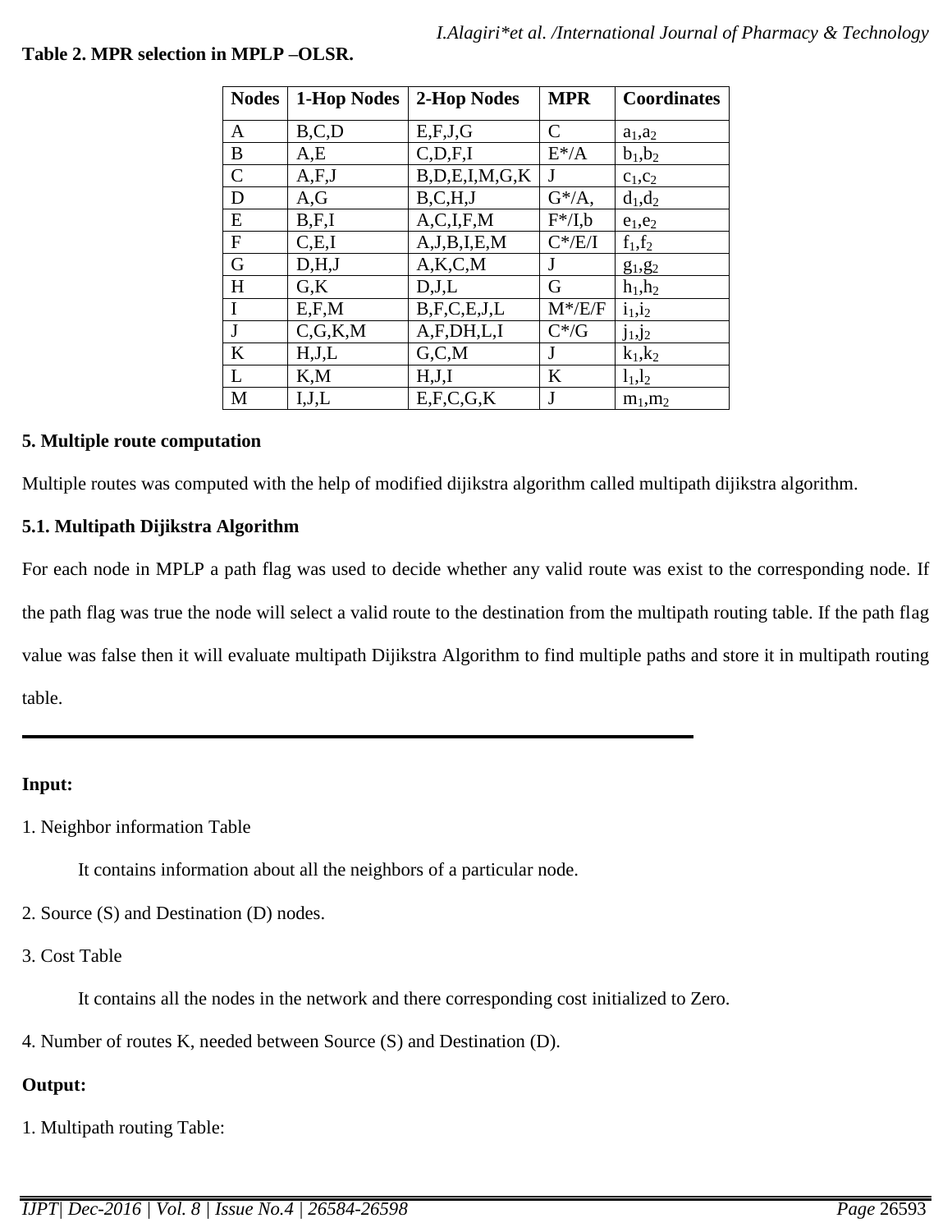**Table 2. MPR selection in MPLP –OLSR.**

| Nodes | 1-Hop Nodes | 2-Hop Nodes | MPR | Coordinates |
|---|---|---|---|---|
| A | B,C,D | E,F,J,G | C | $a_1,a_2$ |
| B | A,E | C,D,F,I | E*/A | $b_1,b_2$ |
| C | A,F,J | B,D,E,I,M,G,K | J | $c_1,c_2$ |
| D | A,G | B,C,H,J | G*/A, | $d_1,d_2$ |
| E | B,F,I | A,C,I,F,M | F*/I,b | $e_1,e_2$ |
| F | C,E,I | A,J,B,I,E,M | C*/E/I | $f_1,f_2$ |
| G | D,H,J | A,K,C,M | J | $g_1,g_2$ |
| H | G,K | D,J,L | G | $h_1,h_2$ |
| I | E,F,M | B,F,C,E,J,L | M*/E/F | $i_1,i_2$ |
| J | C,G,K,M | A,F,DH,L,I | C*/G | $j_1,j_2$ |
| K | H,J,L | G,C,M | J | $k_1,k_2$ |
| L | K,M | H,J,I | K | $l_1,l_2$ |
| M | I,J,L | E,F,C,G,K | J | $m_1,m_2$ |

### 5. Multiple route computation

Multiple routes was computed with the help of modified dijikstra algorithm called multipath dijikstra algorithm.

#### 5.1. Multipath Dijikstra Algorithm

For each node in MPLP a path flag was used to decide whether any valid route was exist to the corresponding node. If the path flag was true the node will select a valid route to the destination from the multipath routing table. If the path flag value was false then it will evaluate multipath Dijikstra Algorithm to find multiple paths and store it in multipath routing table.

---

**Input:**

1. Neighbor information Table

   It contains information about all the neighbors of a particular node.

2. Source (S) and Destination (D) nodes.

3. Cost Table

   It contains all the nodes in the network and there corresponding cost initialized to Zero.

4. Number of routes K, needed between Source (S) and Destination (D).

**Output:**

1. Multipath routing Table: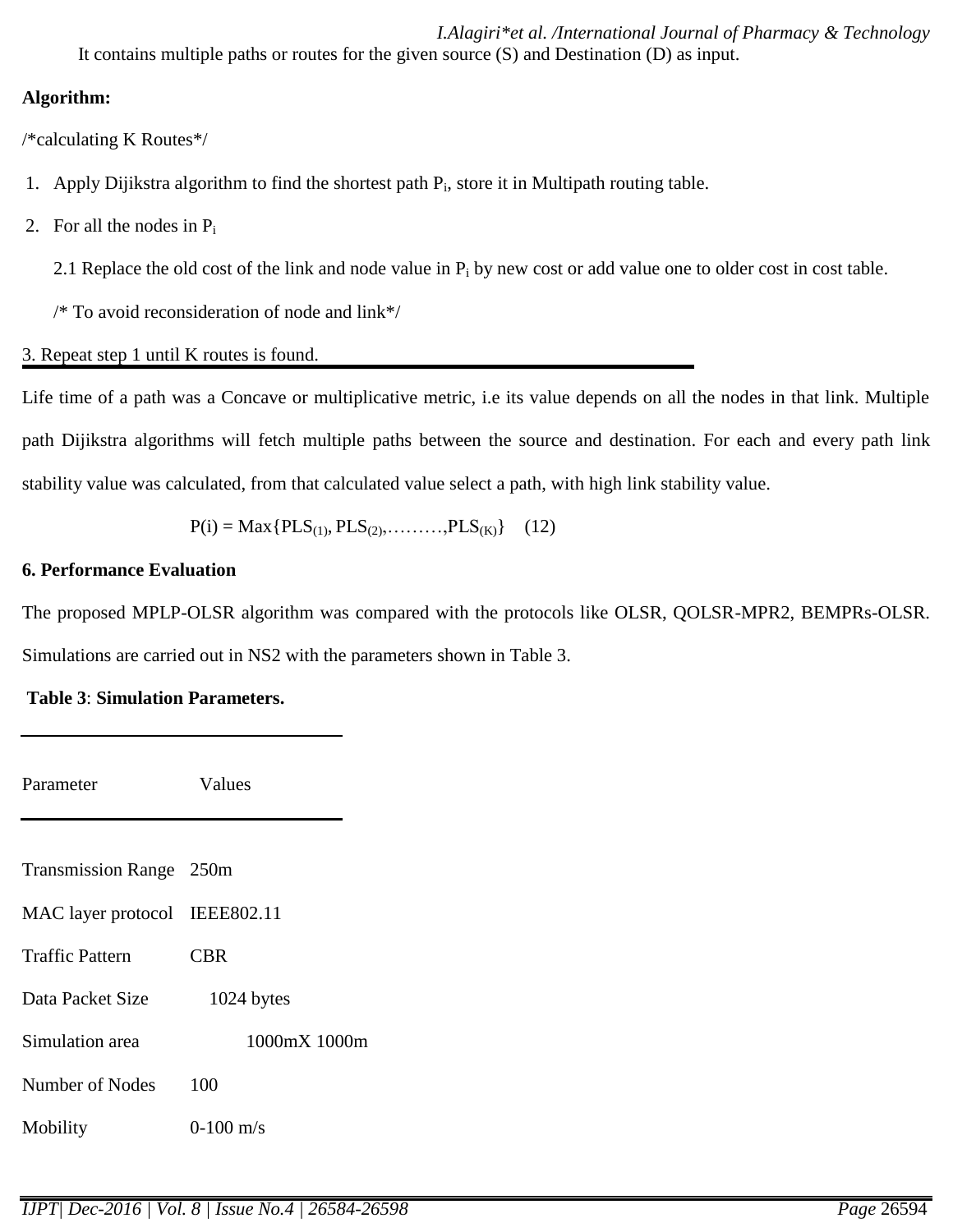It contains multiple paths or routes for the given source (S) and Destination (D) as input.

**Algorithm:**

/*calculating K Routes*/

1. Apply Dijikstra algorithm to find the shortest path $P_i$, store it in Multipath routing table.
2. For all the nodes in $P_i$

   2.1 Replace the old cost of the link and node value in $P_i$ by new cost or add value one to older cost in cost table.

   /* To avoid reconsideration of node and link*/

3. Repeat step 1 until K routes is found.

Life time of a path was a Concave or multiplicative metric, i.e its value depends on all the nodes in that link. Multiple path Dijikstra algorithms will fetch multiple paths between the source and destination. For each and every path link stability value was calculated, from that calculated value select a path, with high link stability value.

$$P(i) = Max\{PLS_{(1)}, PLS_{(2)},\ldots\ldots\ldots,PLS_{(K)}\} \quad (12)$$

**6. Performance Evaluation**

The proposed MPLP-OLSR algorithm was compared with the protocols like OLSR, QOLSR-MPR2, BEMPRs-OLSR. Simulations are carried out in NS2 with the parameters shown in Table 3.

**Table 3**: **Simulation Parameters.**

| Parameter | Values |
|---|---|
| Transmission Range | 250m |
| MAC layer protocol | IEEE802.11 |
| Traffic Pattern | CBR |
| Data Packet Size | 1024 bytes |
| Simulation area | 1000mX 1000m |
| Number of Nodes | 100 |
| Mobility | 0-100 m/s |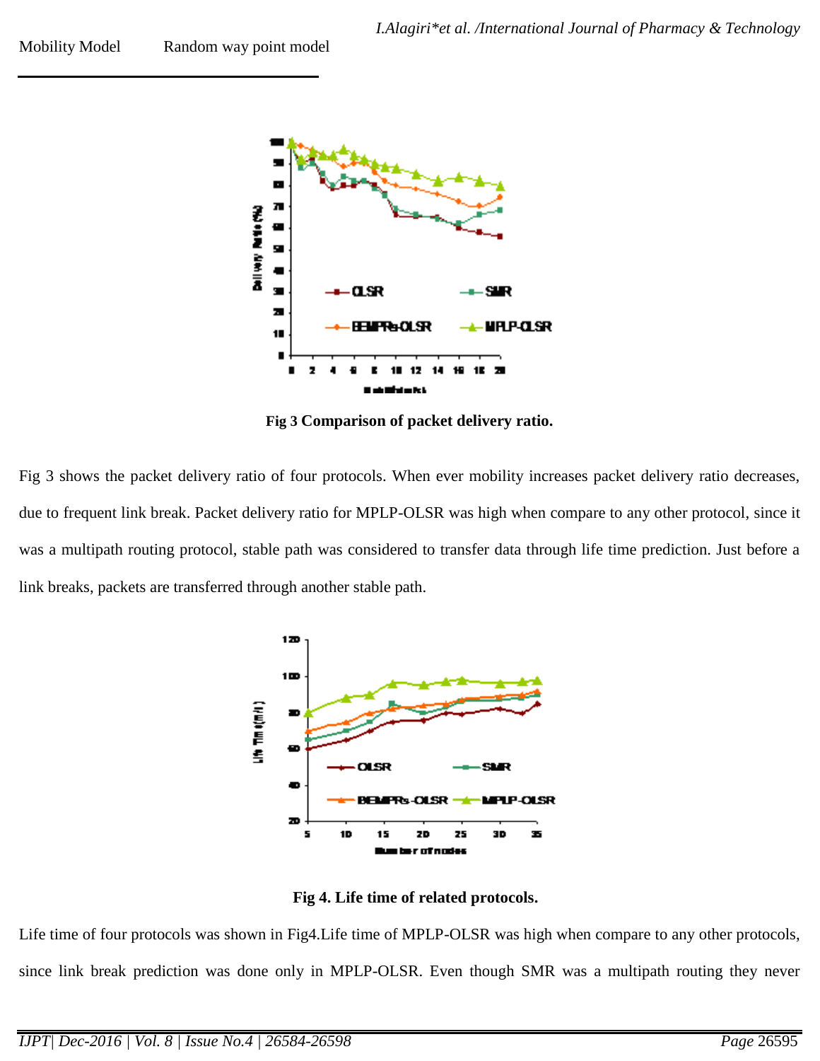| Mobility Model | Random way point model |
|---|---|

Fig 3 Comparison of packet delivery ratio.

Fig 3 shows the packet delivery ratio of four protocols. When ever mobility increases packet delivery ratio decreases, due to frequent link break. Packet delivery ratio for MPLP-OLSR was high when compare to any other protocol, since it was a multipath routing protocol, stable path was considered to transfer data through life time prediction. Just before a link breaks, packets are transferred through another stable path.

Fig 4. Life time of related protocols.

Life time of four protocols was shown in Fig4.Life time of MPLP-OLSR was high when compare to any other protocols, since link break prediction was done only in MPLP-OLSR. Even though SMR was a multipath routing they never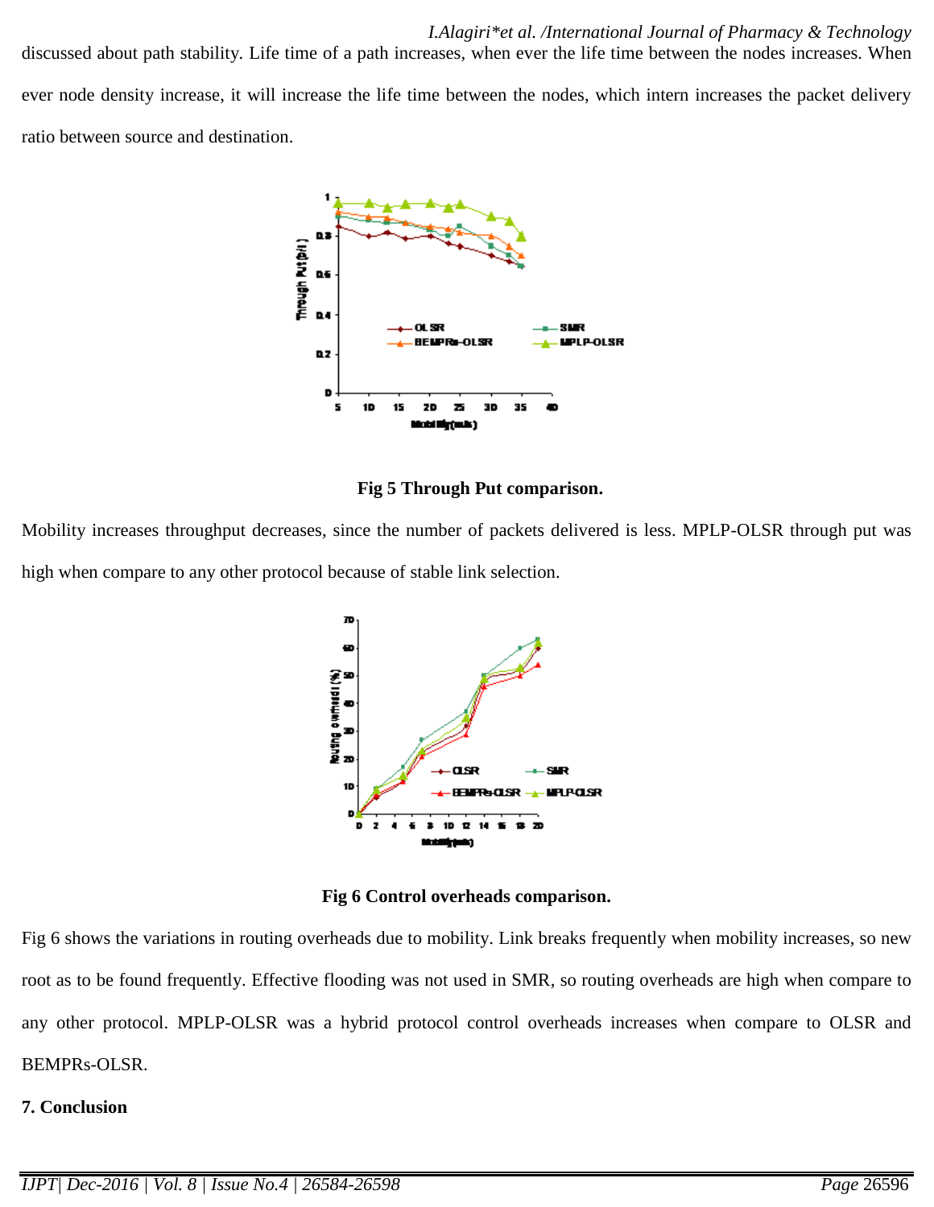discussed about path stability. Life time of a path increases, when ever the life time between the nodes increases. When ever node density increase, it will increase the life time between the nodes, which intern increases the packet delivery ratio between source and destination.

**Fig 5 Through Put comparison.**

Mobility increases throughput decreases, since the number of packets delivered is less. MPLP-OLSR through put was high when compare to any other protocol because of stable link selection.

**Fig 6 Control overheads comparison.**

Fig 6 shows the variations in routing overheads due to mobility. Link breaks frequently when mobility increases, so new root as to be found frequently. Effective flooding was not used in SMR, so routing overheads are high when compare to any other protocol. MPLP-OLSR was a hybrid protocol control overheads increases when compare to OLSR and BEMPRs-OLSR.

## 7. Conclusion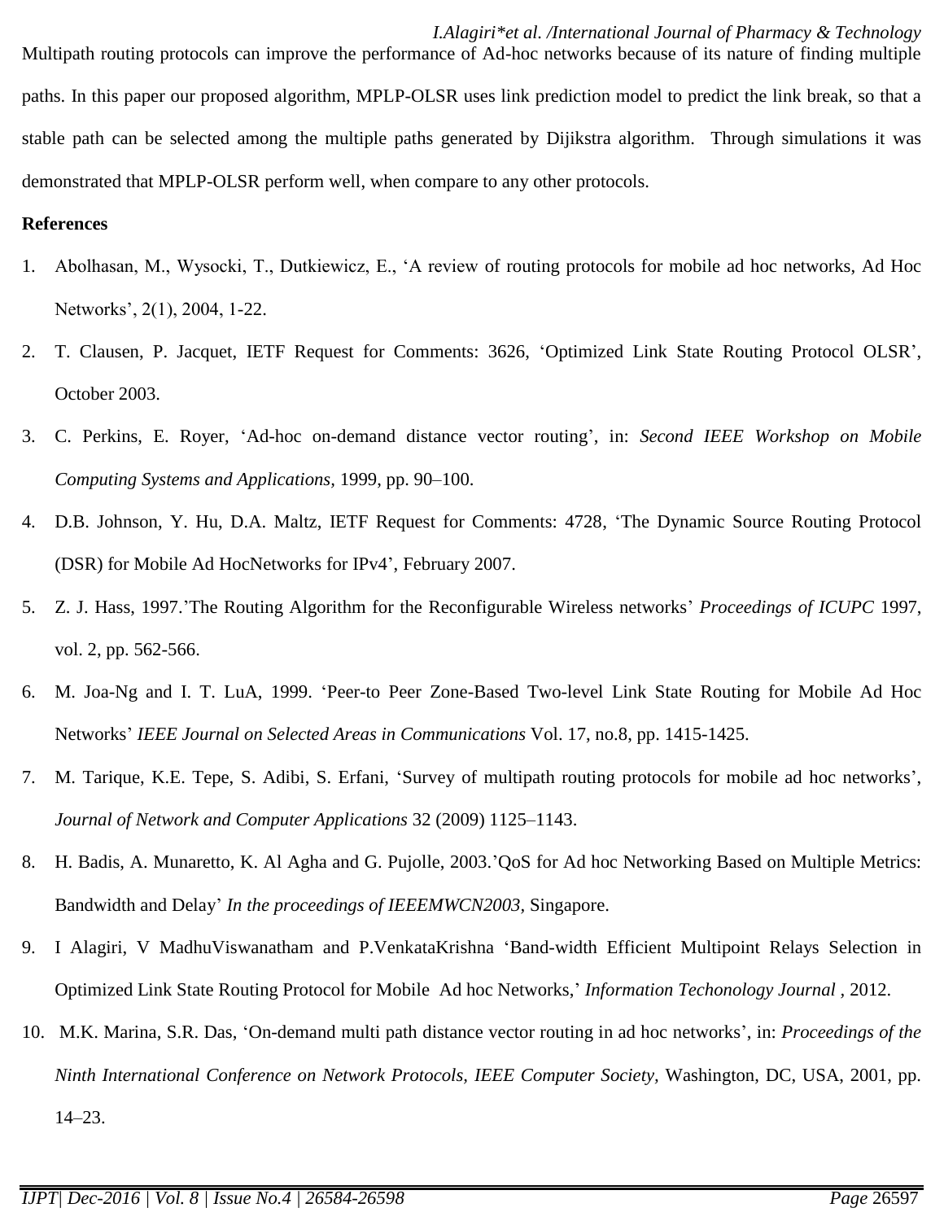Multipath routing protocols can improve the performance of Ad-hoc networks because of its nature of finding multiple paths. In this paper our proposed algorithm, MPLP-OLSR uses link prediction model to predict the link break, so that a stable path can be selected among the multiple paths generated by Dijikstra algorithm. Through simulations it was demonstrated that MPLP-OLSR perform well, when compare to any other protocols.

**References**

1. Abolhasan, M., Wysocki, T., Dutkiewicz, E., 'A review of routing protocols for mobile ad hoc networks, Ad Hoc Networks', 2(1), 2004, 1-22.
2. T. Clausen, P. Jacquet, IETF Request for Comments: 3626, 'Optimized Link State Routing Protocol OLSR', October 2003.
3. C. Perkins, E. Royer, 'Ad-hoc on-demand distance vector routing', in: *Second IEEE Workshop on Mobile Computing Systems and Applications*, 1999, pp. 90–100.
4. D.B. Johnson, Y. Hu, D.A. Maltz, IETF Request for Comments: 4728, 'The Dynamic Source Routing Protocol (DSR) for Mobile Ad HocNetworks for IPv4', February 2007.
5. Z. J. Hass, 1997.'The Routing Algorithm for the Reconfigurable Wireless networks' *Proceedings of ICUPC* 1997, vol. 2, pp. 562-566.
6. M. Joa-Ng and I. T. LuA, 1999. 'Peer-to Peer Zone-Based Two-level Link State Routing for Mobile Ad Hoc Networks' *IEEE Journal on Selected Areas in Communications* Vol. 17, no.8, pp. 1415-1425.
7. M. Tarique, K.E. Tepe, S. Adibi, S. Erfani, 'Survey of multipath routing protocols for mobile ad hoc networks', *Journal of Network and Computer Applications* 32 (2009) 1125–1143.
8. H. Badis, A. Munaretto, K. Al Agha and G. Pujolle, 2003.'QoS for Ad hoc Networking Based on Multiple Metrics: Bandwidth and Delay' *In the proceedings of IEEEMWCN2003*, Singapore.
9. I Alagiri, V MadhuViswanatham and P.VenkataKrishna 'Band-width Efficient Multipoint Relays Selection in Optimized Link State Routing Protocol for Mobile Ad hoc Networks,' *Information Techonology Journal* , 2012.
10. M.K. Marina, S.R. Das, 'On-demand multi path distance vector routing in ad hoc networks', in: *Proceedings of the Ninth International Conference on Network Protocols, IEEE Computer Society*, Washington, DC, USA, 2001, pp. 14–23.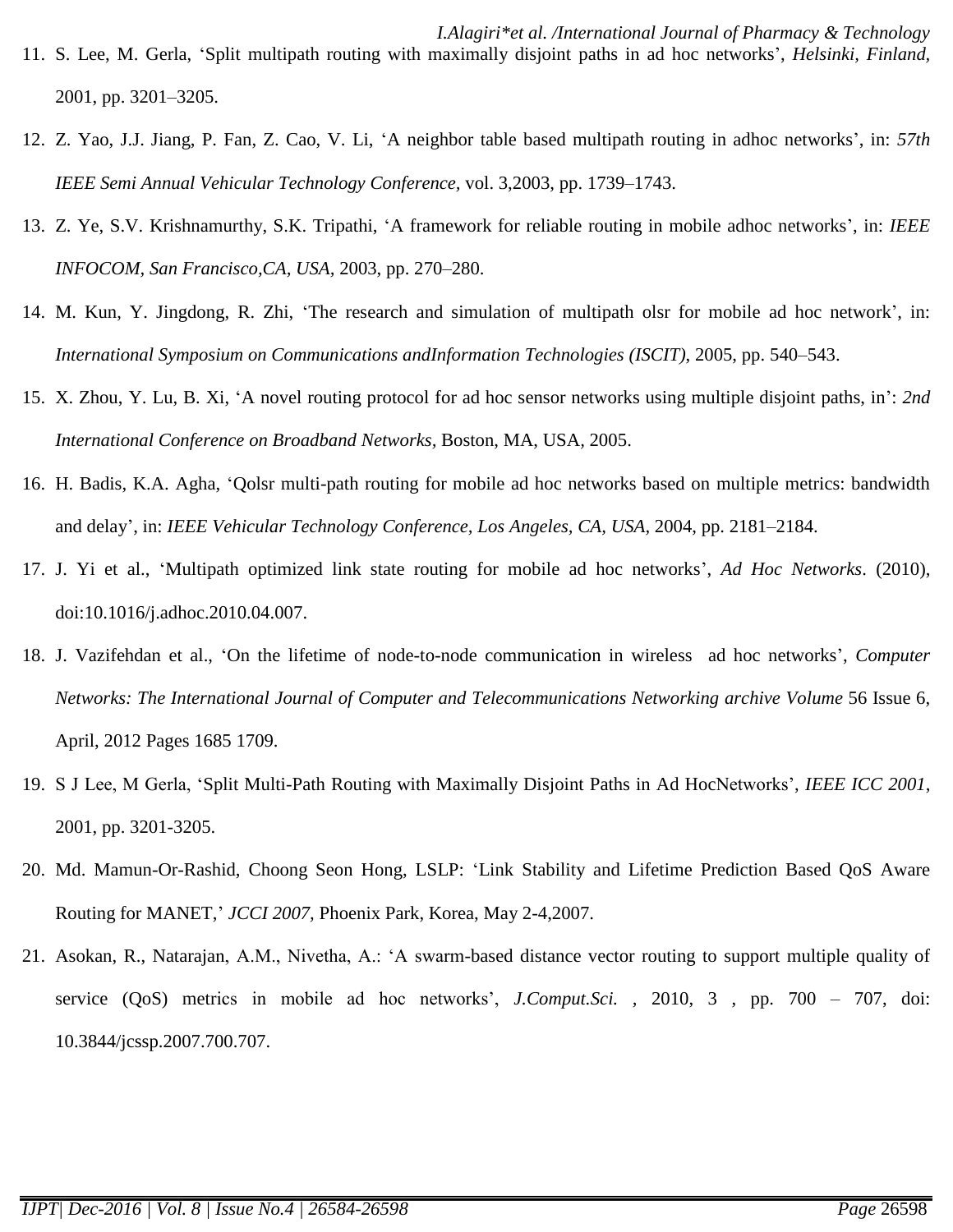11. S. Lee, M. Gerla, ‘Split multipath routing with maximally disjoint paths in ad hoc networks’, *Helsinki, Finland*, 2001, pp. 3201–3205.
12. Z. Yao, J.J. Jiang, P. Fan, Z. Cao, V. Li, ‘A neighbor table based multipath routing in adhoc networks’, in: *57th IEEE Semi Annual Vehicular Technology Conference,* vol. 3,2003, pp. 1739–1743.
13. Z. Ye, S.V. Krishnamurthy, S.K. Tripathi, ‘A framework for reliable routing in mobile adhoc networks’, in: *IEEE INFOCOM, San Francisco,CA, USA,* 2003, pp. 270–280.
14. M. Kun, Y. Jingdong, R. Zhi, ‘The research and simulation of multipath olsr for mobile ad hoc network’, in: *International Symposium on Communications andInformation Technologies (ISCIT),* 2005, pp. 540–543.
15. X. Zhou, Y. Lu, B. Xi, ‘A novel routing protocol for ad hoc sensor networks using multiple disjoint paths, in’: *2nd International Conference on Broadband Networks,* Boston, MA, USA, 2005.
16. H. Badis, K.A. Agha, ‘Qolsr multi-path routing for mobile ad hoc networks based on multiple metrics: bandwidth and delay’, in: *IEEE Vehicular Technology Conference, Los Angeles, CA, USA,* 2004, pp. 2181–2184.
17. J. Yi et al., ‘Multipath optimized link state routing for mobile ad hoc networks’, *Ad Hoc Networks*. (2010), doi:10.1016/j.adhoc.2010.04.007.
18. J. Vazifehdan et al., ‘On the lifetime of node-to-node communication in wireless ad hoc networks’, *Computer Networks: The International Journal of Computer and Telecommunications Networking archive Volume* 56 Issue 6, April, 2012 Pages 1685 1709.
19. S J Lee, M Gerla, ‘Split Multi-Path Routing with Maximally Disjoint Paths in Ad HocNetworks’, *IEEE ICC 2001*, 2001, pp. 3201-3205.
20. Md. Mamun-Or-Rashid, Choong Seon Hong, LSLP: ‘Link Stability and Lifetime Prediction Based QoS Aware Routing for MANET,’ *JCCI 2007,* Phoenix Park, Korea, May 2-4,2007.
21. Asokan, R., Natarajan, A.M., Nivetha, A.: ‘A swarm-based distance vector routing to support multiple quality of service (QoS) metrics in mobile ad hoc networks’, *J.Comput.Sci.* , 2010, 3 , pp. 700 – 707, doi: 10.3844/jcssp.2007.700.707.